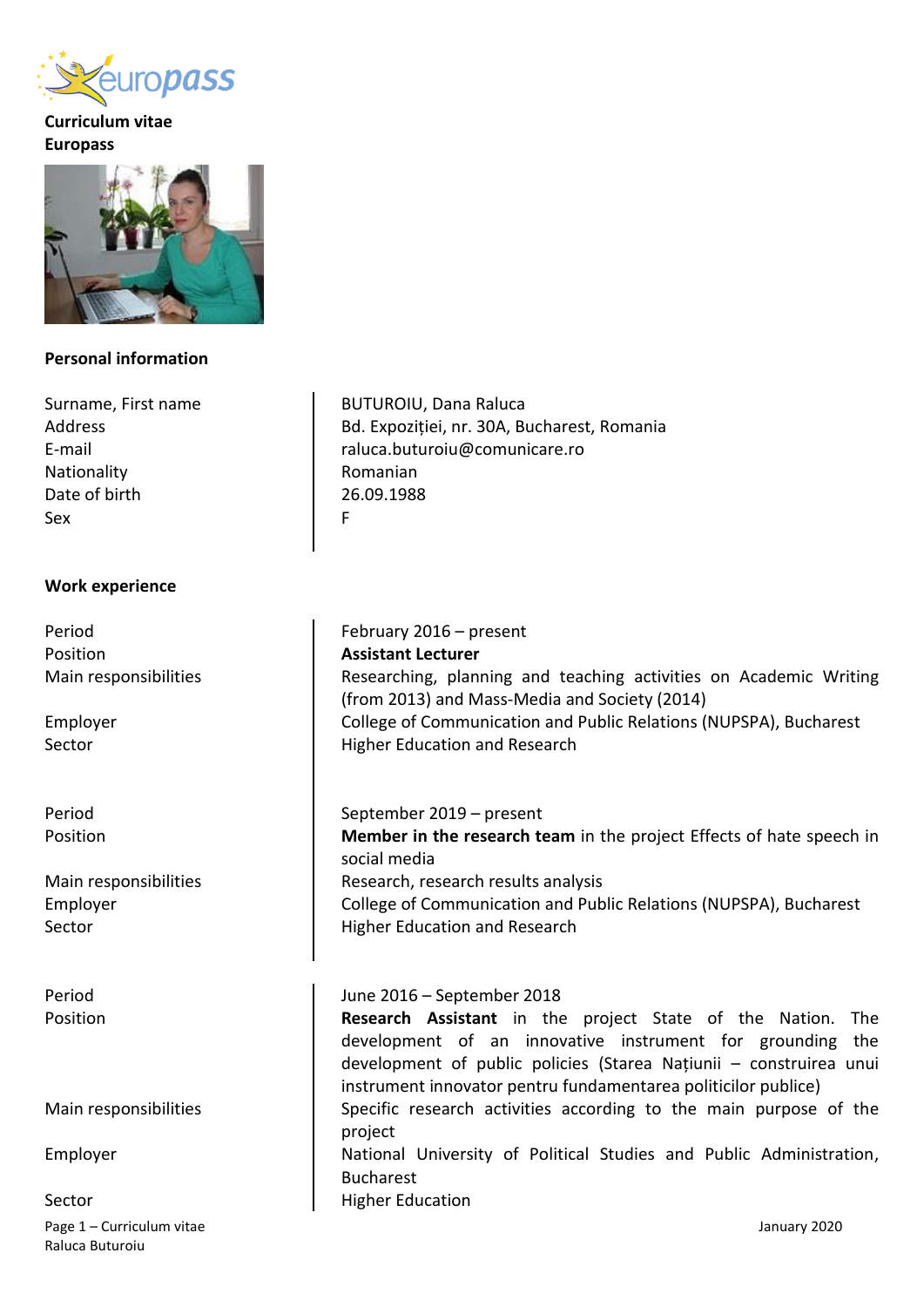**Curriculum vitae**
**Europass**

## Personal information

| | |
|---|---|
| Surname, First name | BUTUROIU, Dana Raluca |
| Address | Bd. Expoziției, nr. 30A, Bucharest, Romania |
| E-mail | raluca.buturoiu@comunicare.ro |
| Nationality | Romanian |
| Date of birth | 26.09.1988 |
| Sex | F |

## Work experience

| | |
|---|---|
| Period | February 2016 – present |
| Position | **Assistant Lecturer** |
| Main responsibilities | Researching, planning and teaching activities on Academic Writing (from 2013) and Mass-Media and Society (2014) |
| Employer | College of Communication and Public Relations (NUPSPA), Bucharest |
| Sector | Higher Education and Research |

| | |
|---|---|
| Period | September 2019 – present |
| Position | **Member in the research team** in the project Effects of hate speech in social media |
| Main responsibilities | Research, research results analysis |
| Employer | College of Communication and Public Relations (NUPSPA), Bucharest |
| Sector | Higher Education and Research |

| | |
|---|---|
| Period | June 2016 – September 2018 |
| Position | **Research Assistant** in the project State of the Nation. The development of an innovative instrument for grounding the development of public policies (Starea Națiunii – construirea unui instrument innovator pentru fundamentarea politicilor publice) |
| Main responsibilities | Specific research activities according to the main purpose of the project |
| Employer | National University of Political Studies and Public Administration, Bucharest |
| Sector | Higher Education |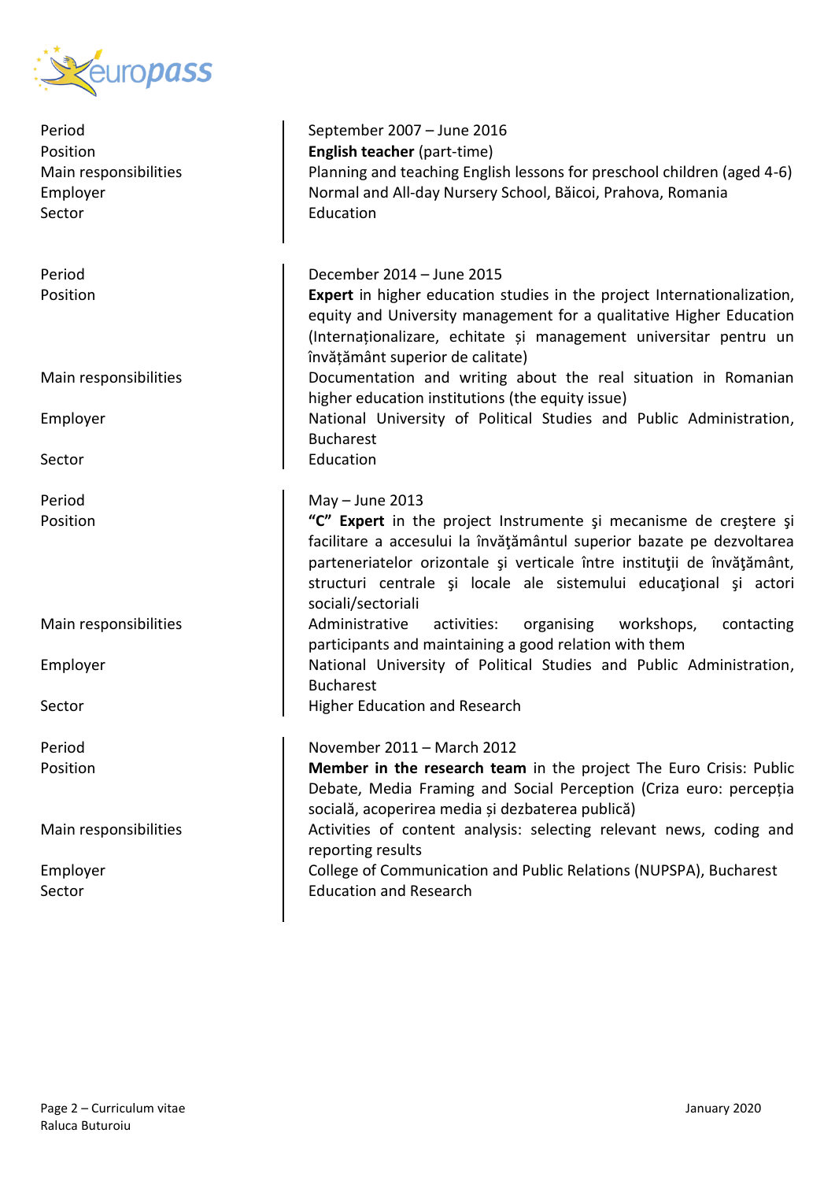| | |
|---|---|
| Period | September 2007 – June 2016 |
| Position | **English teacher** (part-time) |
| Main responsibilities | Planning and teaching English lessons for preschool children (aged 4-6) |
| Employer | Normal and All-day Nursery School, Băicoi, Prahova, Romania |
| Sector | Education |

| | |
|---|---|
| Period | December 2014 – June 2015 |
| Position | **Expert** in higher education studies in the project Internationalization, equity and University management for a qualitative Higher Education (Internaționalizare, echitate și management universitar pentru un învățământ superior de calitate) |
| Main responsibilities | Documentation and writing about the real situation in Romanian higher education institutions (the equity issue) |
| Employer | National University of Political Studies and Public Administration, Bucharest |
| Sector | Education |

| | |
|---|---|
| Period | May – June 2013 |
| Position | **"C" Expert** in the project Instrumente şi mecanisme de creştere şi facilitare a accesului la învăţământul superior bazate pe dezvoltarea parteneriatelor orizontale şi verticale între instituţii de învăţământ, structuri centrale şi locale ale sistemului educaţional şi actori sociali/sectoriali |
| Main responsibilities | Administrative activities: organising workshops, contacting participants and maintaining a good relation with them |
| Employer | National University of Political Studies and Public Administration, Bucharest |
| Sector | Higher Education and Research |

| | |
|---|---|
| Period | November 2011 – March 2012 |
| Position | **Member in the research team** in the project The Euro Crisis: Public Debate, Media Framing and Social Perception (Criza euro: percepția socială, acoperirea media și dezbaterea publică) |
| Main responsibilities | Activities of content analysis: selecting relevant news, coding and reporting results |
| Employer | College of Communication and Public Relations (NUPSPA), Bucharest |
| Sector | Education and Research |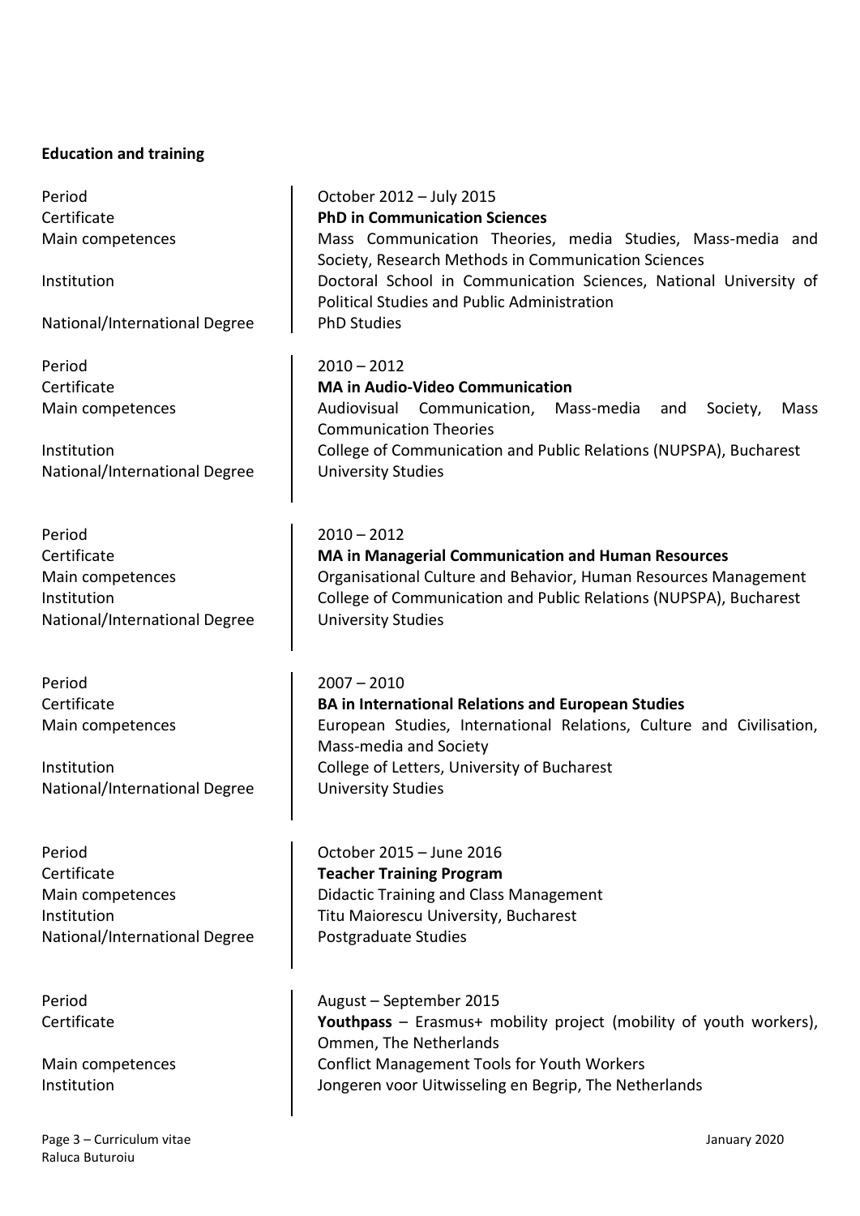**Education and training**

| | |
|---|---|
| Period | October 2012 – July 2015 |
| Certificate | **PhD in Communication Sciences** |
| Main competences | Mass Communication Theories, media Studies, Mass-media and Society, Research Methods in Communication Sciences |
| Institution | Doctoral School in Communication Sciences, National University of Political Studies and Public Administration |
| National/International Degree | PhD Studies |

| | |
|---|---|
| Period | 2010 – 2012 |
| Certificate | **MA in Audio-Video Communication** |
| Main competences | Audiovisual Communication, Mass-media and Society, Mass Communication Theories |
| Institution | College of Communication and Public Relations (NUPSPA), Bucharest |
| National/International Degree | University Studies |

| | |
|---|---|
| Period | 2010 – 2012 |
| Certificate | **MA in Managerial Communication and Human Resources** |
| Main competences | Organisational Culture and Behavior, Human Resources Management |
| Institution | College of Communication and Public Relations (NUPSPA), Bucharest |
| National/International Degree | University Studies |

| | |
|---|---|
| Period | 2007 – 2010 |
| Certificate | **BA in International Relations and European Studies** |
| Main competences | European Studies, International Relations, Culture and Civilisation, Mass-media and Society |
| Institution | College of Letters, University of Bucharest |
| National/International Degree | University Studies |

| | |
|---|---|
| Period | October 2015 – June 2016 |
| Certificate | **Teacher Training Program** |
| Main competences | Didactic Training and Class Management |
| Institution | Titu Maiorescu University, Bucharest |
| National/International Degree | Postgraduate Studies |

| | |
|---|---|
| Period | August – September 2015 |
| Certificate | **Youthpass** – Erasmus+ mobility project (mobility of youth workers), Ommen, The Netherlands |
| Main competences | Conflict Management Tools for Youth Workers |
| Institution | Jongeren voor Uitwisseling en Begrip, The Netherlands |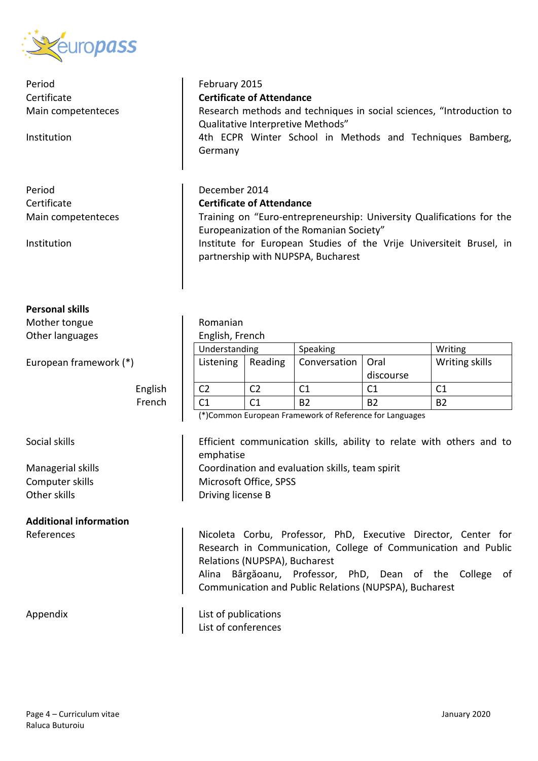Period | February 2015
Certificate | **Certificate of Attendance**
Main competenteces | Research methods and techniques in social sciences, "Introduction to Qualitative Interpretive Methods"
Institution | 4th ECPR Winter School in Methods and Techniques Bamberg, Germany

Period | December 2014
Certificate | **Certificate of Attendance**
Main competenteces | Training on "Euro-entrepreneurship: University Qualifications for the Europeanization of the Romanian Society"
Institution | Institute for European Studies of the Vrije Universiteit Brusel, in partnership with NUPSPA, Bucharest

**Personal skills**

Mother tongue | Romanian
Other languages | English, French

European framework (*)

| | Understanding | | Speaking | | Writing |
|---|---|---|---|---|---|
| | Listening | Reading | Conversation | Oral discourse | Writing skills |
| English | C2 | C2 | C1 | C1 | C1 |
| French | C1 | C1 | B2 | B2 | B2 |

(*)Common European Framework of Reference for Languages

Social skills | Efficient communication skills, ability to relate with others and to emphatise
Managerial skills | Coordination and evaluation skills, team spirit
Computer skills | Microsoft Office, SPSS
Other skills | Driving license B

**Additional information**

References | Nicoleta Corbu, Professor, PhD, Executive Director, Center for Research in Communication, College of Communication and Public Relations (NUPSPA), Bucharest
Alina Bârgăoanu, Professor, PhD, Dean of the College of Communication and Public Relations (NUPSPA), Bucharest

Appendix | List of publications
List of conferences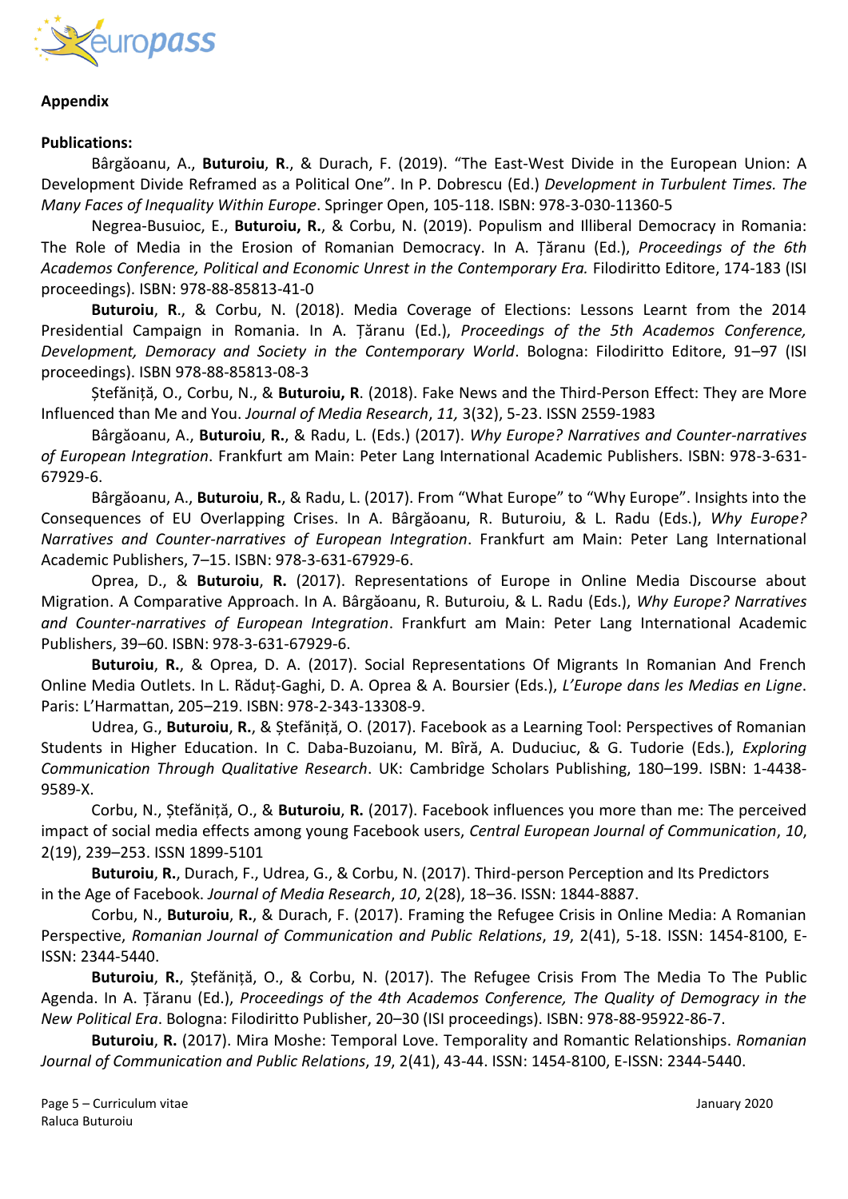**Appendix**

**Publications:**

Bârgăoanu, A., **Buturoiu**, **R**., & Durach, F. (2019). "The East-West Divide in the European Union: A Development Divide Reframed as a Political One". In P. Dobrescu (Ed.) *Development in Turbulent Times. The Many Faces of Inequality Within Europe*. Springer Open, 105-118. ISBN: 978-3-030-11360-5

Negrea-Busuioc, E., **Buturoiu, R.**, & Corbu, N. (2019). Populism and Illiberal Democracy in Romania: The Role of Media in the Erosion of Romanian Democracy. In A. Țăranu (Ed.), *Proceedings of the 6th Academos Conference, Political and Economic Unrest in the Contemporary Era.* Filodiritto Editore, 174-183 (ISI proceedings). ISBN: 978-88-85813-41-0

**Buturoiu**, **R**., & Corbu, N. (2018). Media Coverage of Elections: Lessons Learnt from the 2014 Presidential Campaign in Romania. In A. Ţăranu (Ed.), *Proceedings of the 5th Academos Conference, Development, Democracy and Society in the Contemporary World*. Bologna: Filodiritto Editore, 91–97 (ISI proceedings). ISBN 978-88-85813-08-3

Ștefăniță, O., Corbu, N., & **Buturoiu, R**. (2018). Fake News and the Third-Person Effect: They are More Influenced than Me and You. *Journal of Media Research*, *11,* 3(32), 5-23. ISSN 2559-1983

Bârgăoanu, A., **Buturoiu**, **R.**, & Radu, L. (Eds.) (2017). *Why Europe? Narratives and Counter-narratives of European Integration*. Frankfurt am Main: Peter Lang International Academic Publishers. ISBN: 978-3-631-67929-6.

Bârgăoanu, A., **Buturoiu**, **R.**, & Radu, L. (2017). From "What Europe" to "Why Europe". Insights into the Consequences of EU Overlapping Crises. In A. Bârgăoanu, R. Buturoiu, & L. Radu (Eds.), *Why Europe? Narratives and Counter-narratives of European Integration*. Frankfurt am Main: Peter Lang International Academic Publishers, 7–15. ISBN: 978-3-631-67929-6.

Oprea, D., & **Buturoiu**, **R.** (2017). Representations of Europe in Online Media Discourse about Migration. A Comparative Approach. In A. Bârgăoanu, R. Buturoiu, & L. Radu (Eds.), *Why Europe? Narratives and Counter-narratives of European Integration*. Frankfurt am Main: Peter Lang International Academic Publishers, 39–60. ISBN: 978-3-631-67929-6.

**Buturoiu**, **R.**, & Oprea, D. A. (2017). Social Representations Of Migrants In Romanian And French Online Media Outlets. In L. Răduț-Gaghi, D. A. Oprea & A. Boursier (Eds.), *L'Europe dans les Medias en Ligne*. Paris: L'Harmattan, 205–219. ISBN: 978-2-343-13308-9.

Udrea, G., **Buturoiu**, **R.**, & Ștefăniță, O. (2017). Facebook as a Learning Tool: Perspectives of Romanian Students in Higher Education. In C. Daba-Buzoianu, M. Bîră, A. Duduciuc, & G. Tudorie (Eds.), *Exploring Communication Through Qualitative Research*. UK: Cambridge Scholars Publishing, 180–199. ISBN: 1-4438-9589-X.

Corbu, N., Ștefăniță, O., & **Buturoiu**, **R.** (2017). Facebook influences you more than me: The perceived impact of social media effects among young Facebook users, *Central European Journal of Communication*, *10*, 2(19), 239–253. ISSN 1899-5101

**Buturoiu**, **R.**, Durach, F., Udrea, G., & Corbu, N. (2017). Third-person Perception and Its Predictors in the Age of Facebook. *Journal of Media Research*, *10*, 2(28), 18–36. ISSN: 1844-8887.

Corbu, N., **Buturoiu**, **R.**, & Durach, F. (2017). Framing the Refugee Crisis in Online Media: A Romanian Perspective, *Romanian Journal of Communication and Public Relations*, *19*, 2(41), 5-18. ISSN: 1454-8100, E-ISSN: 2344-5440.

**Buturoiu**, **R.**, Ștefăniță, O., & Corbu, N. (2017). The Refugee Crisis From The Media To The Public Agenda. In A. Ţăranu (Ed.), *Proceedings of the 4th Academos Conference, The Quality of Demogracy in the New Political Era*. Bologna: Filodiritto Publisher, 20–30 (ISI proceedings). ISBN: 978-88-95922-86-7.

**Buturoiu**, **R.** (2017). Mira Moshe: Temporal Love. Temporality and Romantic Relationships. *Romanian Journal of Communication and Public Relations*, *19*, 2(41), 43-44. ISSN: 1454-8100, E-ISSN: 2344-5440.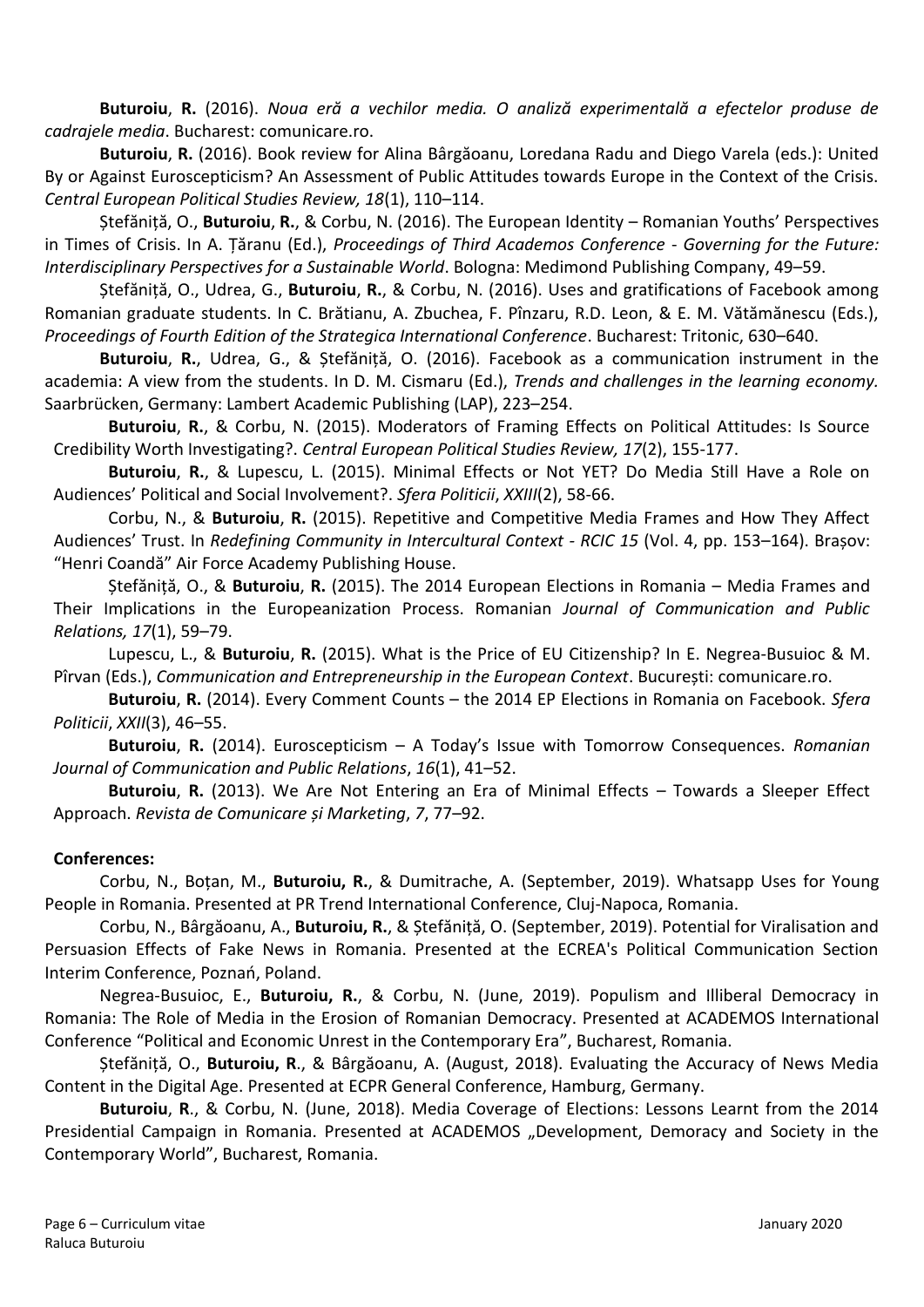**Buturoiu**, **R.** (2016). *Noua eră a vechilor media. O analiză experimentală a efectelor produse de cadrajele media*. Bucharest: comunicare.ro.

**Buturoiu**, **R.** (2016). Book review for Alina Bârgăoanu, Loredana Radu and Diego Varela (eds.): United By or Against Euroscepticism? An Assessment of Public Attitudes towards Europe in the Context of the Crisis. *Central European Political Studies Review, 18*(1), 110–114.

Ștefăniță, O., **Buturoiu**, **R.**, & Corbu, N. (2016). The European Identity – Romanian Youths' Perspectives in Times of Crisis. In A. Țăranu (Ed.), *Proceedings of Third Academos Conference - Governing for the Future: Interdisciplinary Perspectives for a Sustainable World*. Bologna: Medimond Publishing Company, 49–59.

Ștefăniță, O., Udrea, G., **Buturoiu**, **R.**, & Corbu, N. (2016). Uses and gratifications of Facebook among Romanian graduate students. In C. Brătianu, A. Zbuchea, F. Pînzaru, R.D. Leon, & E. M. Vătămănescu (Eds.), *Proceedings of Fourth Edition of the Strategica International Conference*. Bucharest: Tritonic, 630–640.

**Buturoiu**, **R.**, Udrea, G., & Ștefăniță, O. (2016). Facebook as a communication instrument in the academia: A view from the students. In D. M. Cismaru (Ed.), *Trends and challenges in the learning economy.* Saarbrücken, Germany: Lambert Academic Publishing (LAP), 223–254.

**Buturoiu**, **R.**, & Corbu, N. (2015). Moderators of Framing Effects on Political Attitudes: Is Source Credibility Worth Investigating?. *Central European Political Studies Review, 17*(2), 155-177.

**Buturoiu**, **R.**, & Lupescu, L. (2015). Minimal Effects or Not YET? Do Media Still Have a Role on Audiences' Political and Social Involvement?. *Sfera Politicii*, *XXIII*(2), 58-66.

Corbu, N., & **Buturoiu**, **R.** (2015). Repetitive and Competitive Media Frames and How They Affect Audiences' Trust. In *Redefining Community in Intercultural Context - RCIC 15* (Vol. 4, pp. 153–164). Brașov: "Henri Coandă" Air Force Academy Publishing House.

Ștefăniță, O., & **Buturoiu**, **R.** (2015). The 2014 European Elections in Romania – Media Frames and Their Implications in the Europeanization Process. Romanian *Journal of Communication and Public Relations, 17*(1), 59–79.

Lupescu, L., & **Buturoiu**, **R.** (2015). What is the Price of EU Citizenship? In E. Negrea-Busuioc & M. Pîrvan (Eds.), *Communication and Entrepreneurship in the European Context*. București: comunicare.ro.

**Buturoiu**, **R.** (2014). Every Comment Counts – the 2014 EP Elections in Romania on Facebook. *Sfera Politicii*, *XXII*(3), 46–55.

**Buturoiu**, **R.** (2014). Euroscepticism – A Today's Issue with Tomorrow Consequences. *Romanian Journal of Communication and Public Relations*, *16*(1), 41–52.

**Buturoiu**, **R.** (2013). We Are Not Entering an Era of Minimal Effects – Towards a Sleeper Effect Approach. *Revista de Comunicare și Marketing*, *7*, 77–92.

**Conferences:**

Corbu, N., Boțan, M., **Buturoiu, R.**, & Dumitrache, A. (September, 2019). Whatsapp Uses for Young People in Romania. Presented at PR Trend International Conference, Cluj-Napoca, Romania.

Corbu, N., Bârgăoanu, A., **Buturoiu, R.**, & Ștefăniță, O. (September, 2019). Potential for Viralisation and Persuasion Effects of Fake News in Romania. Presented at the ECREA's Political Communication Section Interim Conference, Poznań, Poland.

Negrea-Busuioc, E., **Buturoiu, R.**, & Corbu, N. (June, 2019). Populism and Illiberal Democracy in Romania: The Role of Media in the Erosion of Romanian Democracy. Presented at ACADEMOS International Conference "Political and Economic Unrest in the Contemporary Era", Bucharest, Romania.

Ștefăniță, O., **Buturoiu, R**., & Bârgăoanu, A. (August, 2018). Evaluating the Accuracy of News Media Content in the Digital Age. Presented at ECPR General Conference, Hamburg, Germany.

**Buturoiu**, **R**., & Corbu, N. (June, 2018). Media Coverage of Elections: Lessons Learnt from the 2014 Presidential Campaign in Romania. Presented at ACADEMOS „Development, Demoracy and Society in the Contemporary World", Bucharest, Romania.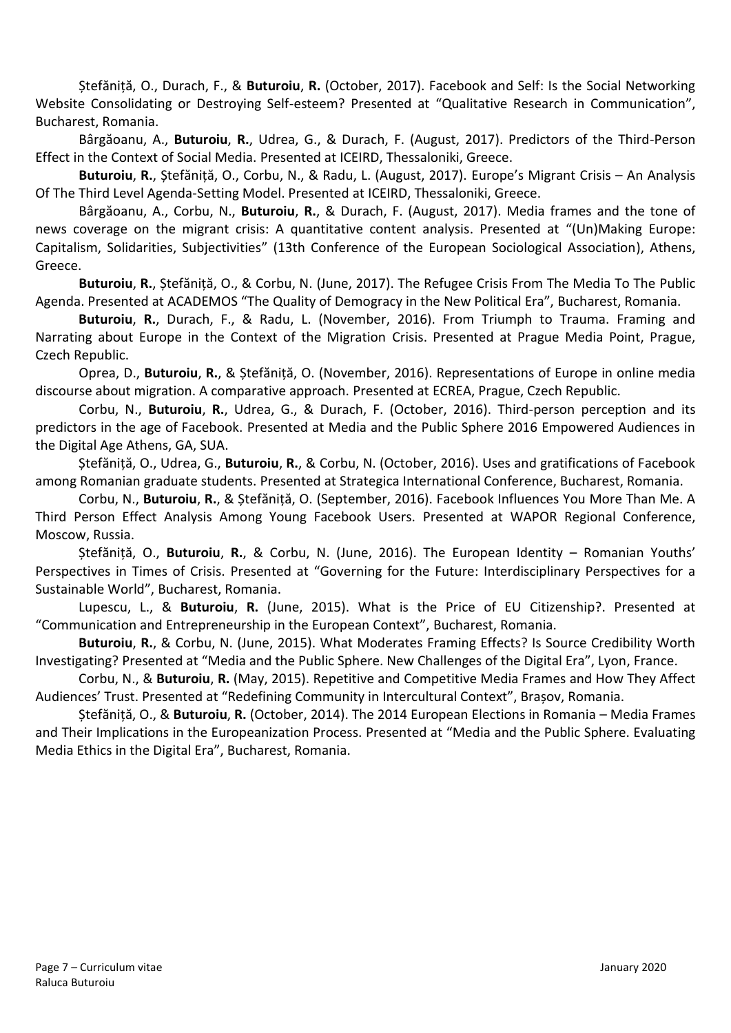Ștefăniță, O., Durach, F., & **Buturoiu**, **R.** (October, 2017). Facebook and Self: Is the Social Networking Website Consolidating or Destroying Self-esteem? Presented at "Qualitative Research in Communication", Bucharest, Romania.

Bârgăoanu, A., **Buturoiu**, **R.**, Udrea, G., & Durach, F. (August, 2017). Predictors of the Third-Person Effect in the Context of Social Media. Presented at ICEIRD, Thessaloniki, Greece.

**Buturoiu**, **R.**, Ștefăniță, O., Corbu, N., & Radu, L. (August, 2017). Europe's Migrant Crisis – An Analysis Of The Third Level Agenda-Setting Model. Presented at ICEIRD, Thessaloniki, Greece.

Bârgăoanu, A., Corbu, N., **Buturoiu**, **R.**, & Durach, F. (August, 2017). Media frames and the tone of news coverage on the migrant crisis: A quantitative content analysis. Presented at "(Un)Making Europe: Capitalism, Solidarities, Subjectivities" (13th Conference of the European Sociological Association), Athens, Greece.

**Buturoiu**, **R.**, Ștefăniță, O., & Corbu, N. (June, 2017). The Refugee Crisis From The Media To The Public Agenda. Presented at ACADEMOS "The Quality of Demogracy in the New Political Era", Bucharest, Romania.

**Buturoiu**, **R.**, Durach, F., & Radu, L. (November, 2016). From Triumph to Trauma. Framing and Narrating about Europe in the Context of the Migration Crisis. Presented at Prague Media Point, Prague, Czech Republic.

Oprea, D., **Buturoiu**, **R.**, & Ștefăniță, O. (November, 2016). Representations of Europe in online media discourse about migration. A comparative approach. Presented at ECREA, Prague, Czech Republic.

Corbu, N., **Buturoiu**, **R.**, Udrea, G., & Durach, F. (October, 2016). Third-person perception and its predictors in the age of Facebook. Presented at Media and the Public Sphere 2016 Empowered Audiences in the Digital Age Athens, GA, SUA.

Ștefăniță, O., Udrea, G., **Buturoiu**, **R.**, & Corbu, N. (October, 2016). Uses and gratifications of Facebook among Romanian graduate students. Presented at Strategica International Conference, Bucharest, Romania.

Corbu, N., **Buturoiu**, **R.**, & Ștefăniță, O. (September, 2016). Facebook Influences You More Than Me. A Third Person Effect Analysis Among Young Facebook Users. Presented at WAPOR Regional Conference, Moscow, Russia.

Ștefăniță, O., **Buturoiu**, **R.**, & Corbu, N. (June, 2016). The European Identity – Romanian Youths' Perspectives in Times of Crisis. Presented at "Governing for the Future: Interdisciplinary Perspectives for a Sustainable World", Bucharest, Romania.

Lupescu, L., & **Buturoiu**, **R.** (June, 2015). What is the Price of EU Citizenship?. Presented at "Communication and Entrepreneurship in the European Context", Bucharest, Romania.

**Buturoiu**, **R.**, & Corbu, N. (June, 2015). What Moderates Framing Effects? Is Source Credibility Worth Investigating? Presented at "Media and the Public Sphere. New Challenges of the Digital Era", Lyon, France.

Corbu, N., & **Buturoiu**, **R.** (May, 2015). Repetitive and Competitive Media Frames and How They Affect Audiences' Trust. Presented at "Redefining Community in Intercultural Context", Brașov, Romania.

Ștefăniță, O., & **Buturoiu**, **R.** (October, 2014). The 2014 European Elections in Romania – Media Frames and Their Implications in the Europeanization Process. Presented at "Media and the Public Sphere. Evaluating Media Ethics in the Digital Era", Bucharest, Romania.